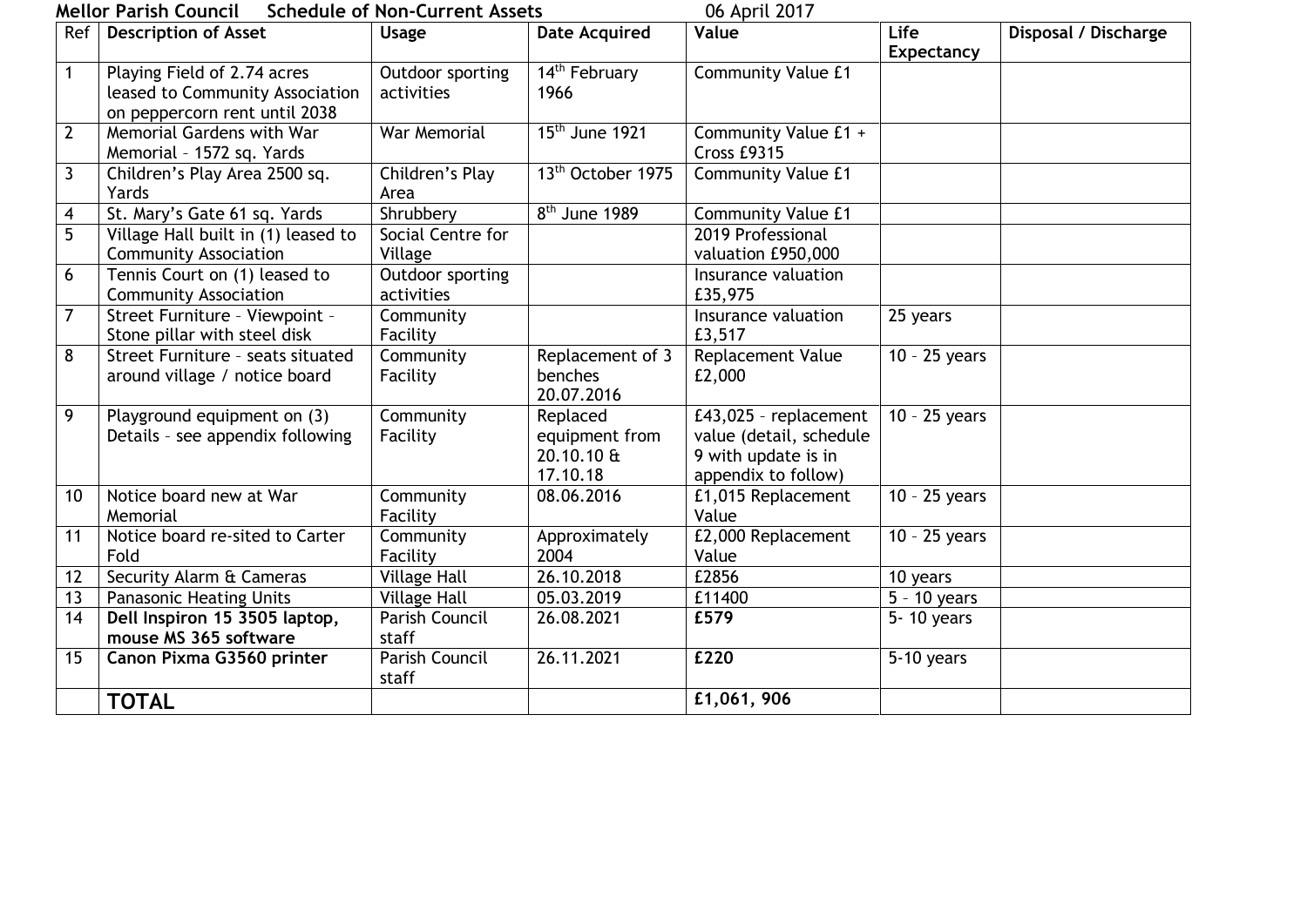**Mellor Parish Council Schedule of Non-Current Assets** 06 April 2017

| Ref | Description of Asset | Usage | Date Acquired | Value | Life Expectancy | Disposal / Discharge |
|---|---|---|---|---|---|---|
| 1 | Playing Field of 2.74 acres leased to Community Association on peppercorn rent until 2038 | Outdoor sporting activities | 14th February 1966 | Community Value £1 | | |
| 2 | Memorial Gardens with War Memorial – 1572 sq. Yards | War Memorial | 15th June 1921 | Community Value £1 + Cross £9315 | | |
| 3 | Children's Play Area 2500 sq. Yards | Children's Play Area | 13th October 1975 | Community Value £1 | | |
| 4 | St. Mary's Gate 61 sq. Yards | Shrubbery | 8th June 1989 | Community Value £1 | | |
| 5 | Village Hall built in (1) leased to Community Association | Social Centre for Village | | 2019 Professional valuation £950,000 | | |
| 6 | Tennis Court on (1) leased to Community Association | Outdoor sporting activities | | Insurance valuation £35,975 | | |
| 7 | Street Furniture – Viewpoint – Stone pillar with steel disk | Community Facility | | Insurance valuation £3,517 | 25 years | |
| 8 | Street Furniture – seats situated around village / notice board | Community Facility | Replacement of 3 benches 20.07.2016 | Replacement Value £2,000 | 10 – 25 years | |
| 9 | Playground equipment on (3) Details – see appendix following | Community Facility | Replaced equipment from 20.10.10 & 17.10.18 | £43,025 – replacement value (detail, schedule 9 with update is in appendix to follow) | 10 – 25 years | |
| 10 | Notice board new at War Memorial | Community Facility | 08.06.2016 | £1,015 Replacement Value | 10 – 25 years | |
| 11 | Notice board re-sited to Carter Fold | Community Facility | Approximately 2004 | £2,000 Replacement Value | 10 – 25 years | |
| 12 | Security Alarm & Cameras | Village Hall | 26.10.2018 | £2856 | 10 years | |
| 13 | Panasonic Heating Units | Village Hall | 05.03.2019 | £11400 | 5 – 10 years | |
| 14 | **Dell Inspiron 15 3505 laptop, mouse MS 365 software** | Parish Council staff | 26.08.2021 | **£579** | 5- 10 years | |
| 15 | **Canon Pixma G3560 printer** | Parish Council staff | 26.11.2021 | **£220** | 5-10 years | |
| | **TOTAL** | | | **£1,061, 906** | | |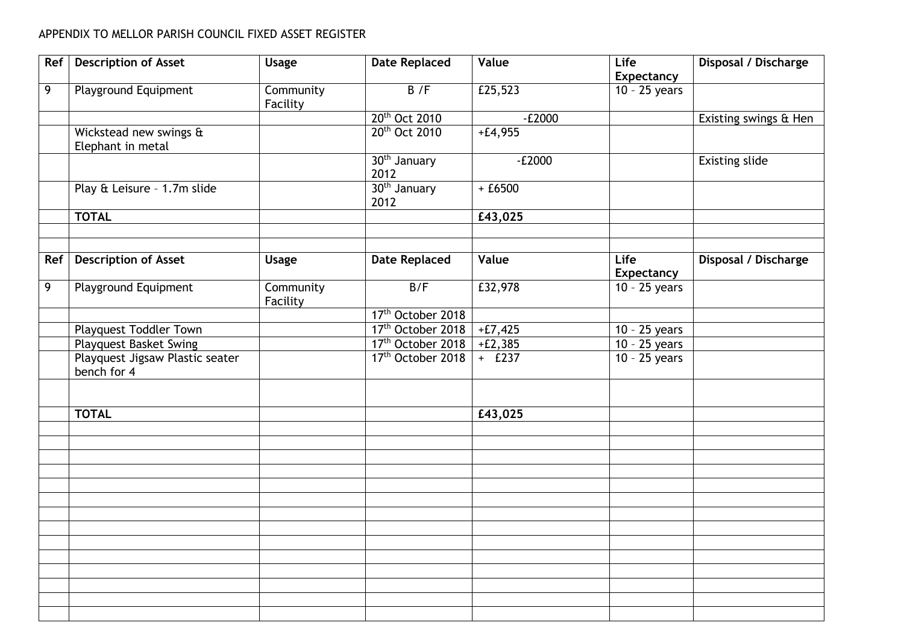APPENDIX TO MELLOR PARISH COUNCIL FIXED ASSET REGISTER

| Ref | Description of Asset | Usage | Date Replaced | Value | Life Expectancy | Disposal / Discharge |
|---|---|---|---|---|---|---|
| 9 | Playground Equipment | Community Facility | B /F | £25,523 | 10 – 25 years | |
| | | | 20th Oct 2010 | -£2000 | | Existing swings & Hen |
| | Wickstead new swings & Elephant in metal | | 20th Oct 2010 | +£4,955 | | |
| | | | 30th January 2012 | -£2000 | | Existing slide |
| | Play & Leisure – 1.7m slide | | 30th January 2012 | + £6500 | | |
| | **TOTAL** | | | **£43,025** | | |
| | | | | | | |
| | | | | | | |
| **Ref** | **Description of Asset** | **Usage** | **Date Replaced** | **Value** | **Life Expectancy** | **Disposal / Discharge** |
| 9 | Playground Equipment | Community Facility | B/F | £32,978 | 10 – 25 years | |
| | | | 17th October 2018 | | | |
| | Playquest Toddler Town | | 17th October 2018 | +£7,425 | 10 – 25 years | |
| | Playquest Basket Swing | | 17th October 2018 | +£2,385 | 10 – 25 years | |
| | Playquest Jigsaw Plastic seater bench for 4 | | 17th October 2018 | + £237 | 10 – 25 years | |
| | | | | | | |
| | **TOTAL** | | | **£43,025** | | |